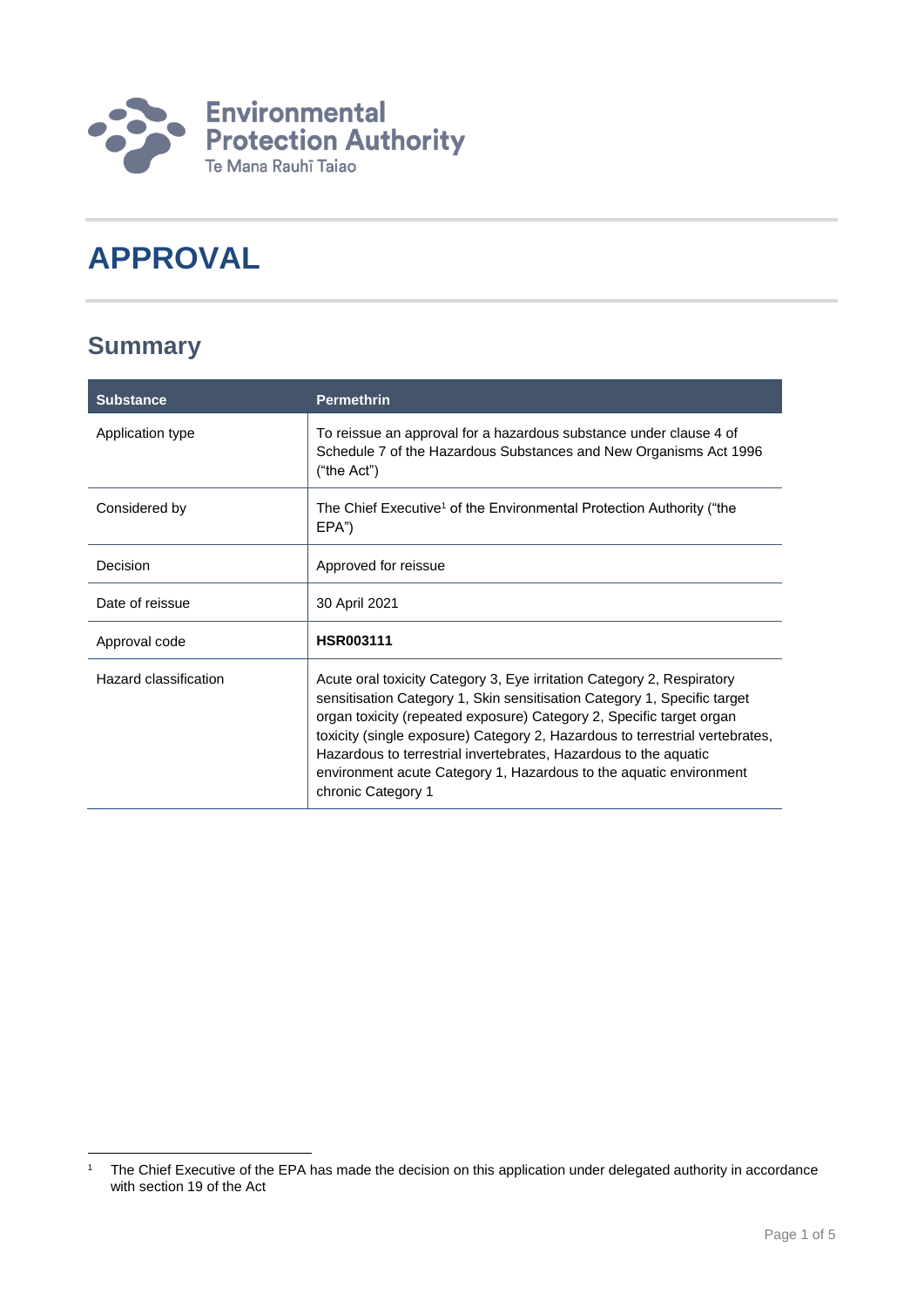Environmental Protection Authority
Te Mana Rauhī Taiao

# APPROVAL

## Summary

| Substance | Permethrin |
|---|---|
| Application type | To reissue an approval for a hazardous substance under clause 4 of Schedule 7 of the Hazardous Substances and New Organisms Act 1996 ("the Act") |
| Considered by | The Chief Executive[1] of the Environmental Protection Authority ("the EPA") |
| Decision | Approved for reissue |
| Date of reissue | 30 April 2021 |
| Approval code | **HSR003111** |
| Hazard classification | Acute oral toxicity Category 3, Eye irritation Category 2, Respiratory sensitisation Category 1, Skin sensitisation Category 1, Specific target organ toxicity (repeated exposure) Category 2, Specific target organ toxicity (single exposure) Category 2, Hazardous to terrestrial vertebrates, Hazardous to terrestrial invertebrates, Hazardous to the aquatic environment acute Category 1, Hazardous to the aquatic environment chronic Category 1 |

[1] The Chief Executive of the EPA has made the decision on this application under delegated authority in accordance with section 19 of the Act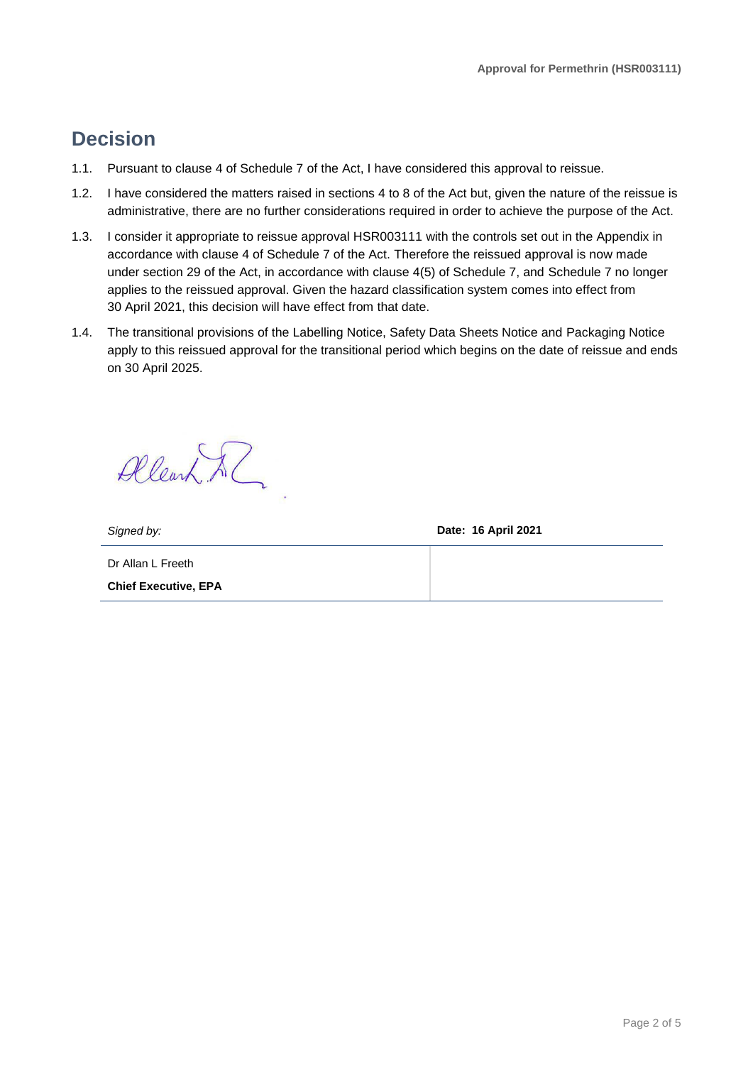# Decision

1.1. Pursuant to clause 4 of Schedule 7 of the Act, I have considered this approval to reissue.

1.2. I have considered the matters raised in sections 4 to 8 of the Act but, given the nature of the reissue is administrative, there are no further considerations required in order to achieve the purpose of the Act.

1.3. I consider it appropriate to reissue approval HSR003111 with the controls set out in the Appendix in accordance with clause 4 of Schedule 7 of the Act. Therefore the reissued approval is now made under section 29 of the Act, in accordance with clause 4(5) of Schedule 7, and Schedule 7 no longer applies to the reissued approval. Given the hazard classification system comes into effect from 30 April 2021, this decision will have effect from that date.

1.4. The transitional provisions of the Labelling Notice, Safety Data Sheets Notice and Packaging Notice apply to this reissued approval for the transitional period which begins on the date of reissue and ends on 30 April 2025.

| *Signed by:* | **Date: 16 April 2021** |
|---|---|
| Dr Allan L Freeth<br>**Chief Executive, EPA** | |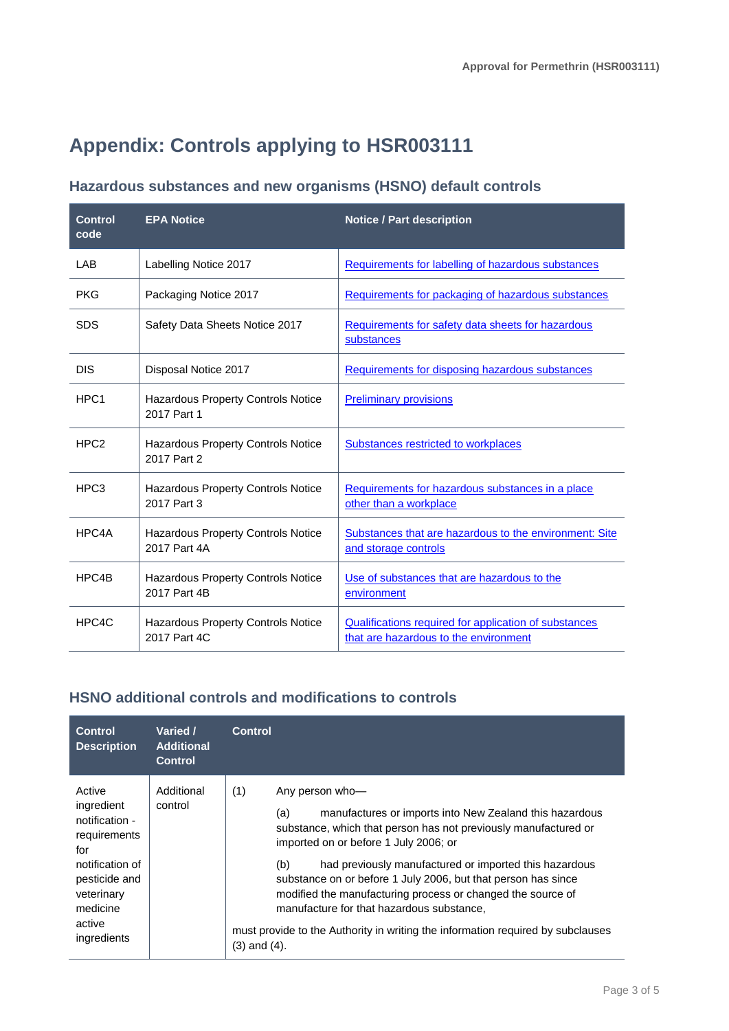# Appendix: Controls applying to HSR003111

## Hazardous substances and new organisms (HSNO) default controls

| Control code | EPA Notice | Notice / Part description |
|---|---|---|
| LAB | Labelling Notice 2017 | Requirements for labelling of hazardous substances |
| PKG | Packaging Notice 2017 | Requirements for packaging of hazardous substances |
| SDS | Safety Data Sheets Notice 2017 | Requirements for safety data sheets for hazardous substances |
| DIS | Disposal Notice 2017 | Requirements for disposing hazardous substances |
| HPC1 | Hazardous Property Controls Notice 2017 Part 1 | Preliminary provisions |
| HPC2 | Hazardous Property Controls Notice 2017 Part 2 | Substances restricted to workplaces |
| HPC3 | Hazardous Property Controls Notice 2017 Part 3 | Requirements for hazardous substances in a place other than a workplace |
| HPC4A | Hazardous Property Controls Notice 2017 Part 4A | Substances that are hazardous to the environment: Site and storage controls |
| HPC4B | Hazardous Property Controls Notice 2017 Part 4B | Use of substances that are hazardous to the environment |
| HPC4C | Hazardous Property Controls Notice 2017 Part 4C | Qualifications required for application of substances that are hazardous to the environment |

## HSNO additional controls and modifications to controls

| Control Description | Varied / Additional Control | Control |
|---|---|---|
| Active ingredient notification - requirements for notification of pesticide and veterinary medicine active ingredients | Additional control | (1) Any person who—<br><br>(a) manufactures or imports into New Zealand this hazardous substance, which that person has not previously manufactured or imported on or before 1 July 2006; or<br><br>(b) had previously manufactured or imported this hazardous substance on or before 1 July 2006, but that person has since modified the manufacturing process or changed the source of manufacture for that hazardous substance,<br><br>must provide to the Authority in writing the information required by subclauses (3) and (4). |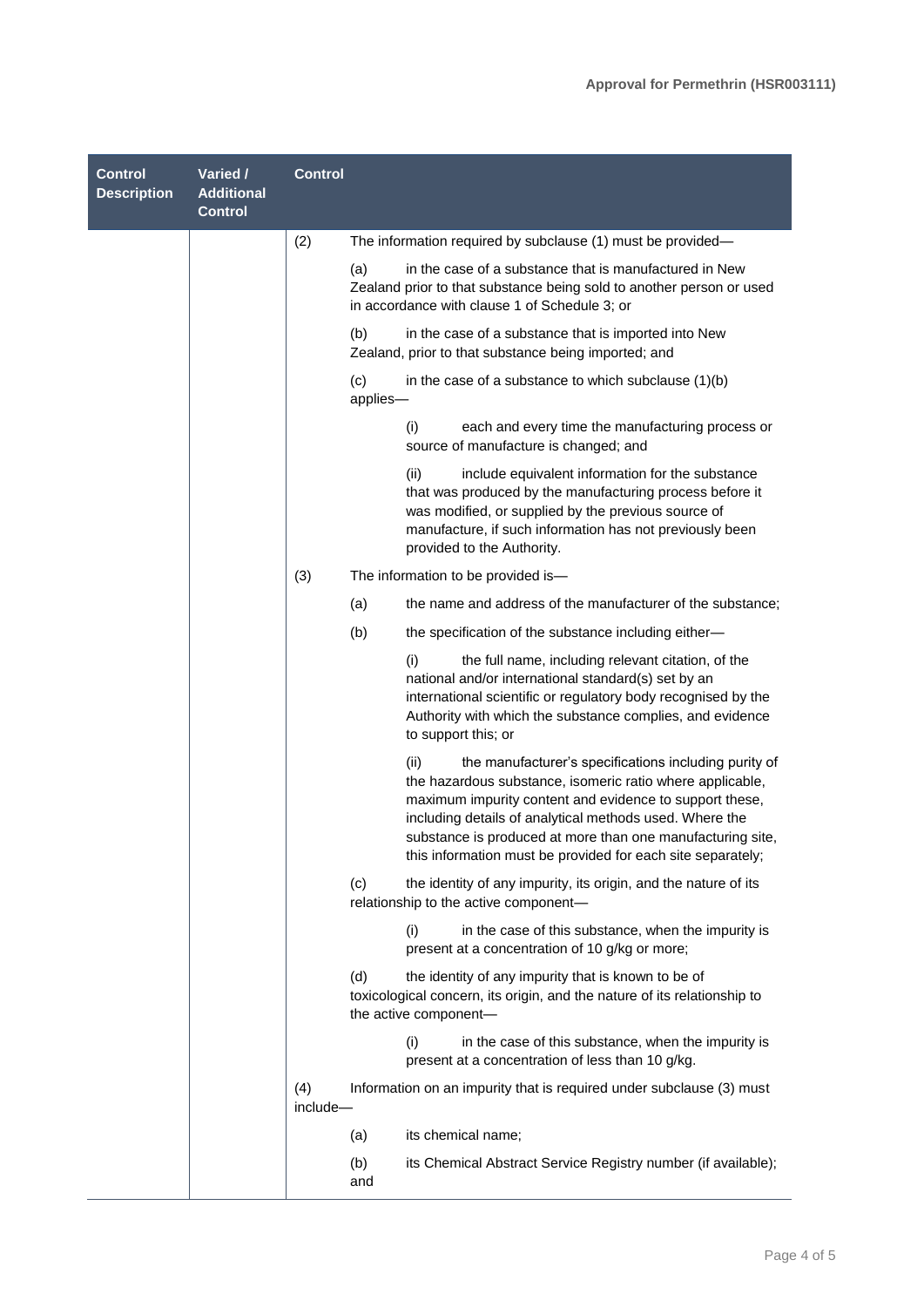| Control Description | Varied / Additional Control | Control |
|---|---|---|
| | | (2) The information required by subclause (1) must be provided—<br>(a) in the case of a substance that is manufactured in New Zealand prior to that substance being sold to another person or used in accordance with clause 1 of Schedule 3; or<br>(b) in the case of a substance that is imported into New Zealand, prior to that substance being imported; and<br>(c) in the case of a substance to which subclause (1)(b) applies—<br>(i) each and every time the manufacturing process or source of manufacture is changed; and<br>(ii) include equivalent information for the substance that was produced by the manufacturing process before it was modified, or supplied by the previous source of manufacture, if such information has not previously been provided to the Authority.<br>(3) The information to be provided is—<br>(a) the name and address of the manufacturer of the substance;<br>(b) the specification of the substance including either—<br>(i) the full name, including relevant citation, of the national and/or international standard(s) set by an international scientific or regulatory body recognised by the Authority with which the substance complies, and evidence to support this; or<br>(ii) the manufacturer's specifications including purity of the hazardous substance, isomeric ratio where applicable, maximum impurity content and evidence to support these, including details of analytical methods used. Where the substance is produced at more than one manufacturing site, this information must be provided for each site separately;<br>(c) the identity of any impurity, its origin, and the nature of its relationship to the active component—<br>(i) in the case of this substance, when the impurity is present at a concentration of 10 g/kg or more;<br>(d) the identity of any impurity that is known to be of toxicological concern, its origin, and the nature of its relationship to the active component—<br>(i) in the case of this substance, when the impurity is present at a concentration of less than 10 g/kg.<br>(4) Information on an impurity that is required under subclause (3) must include—<br>(a) its chemical name;<br>(b) its Chemical Abstract Service Registry number (if available); and |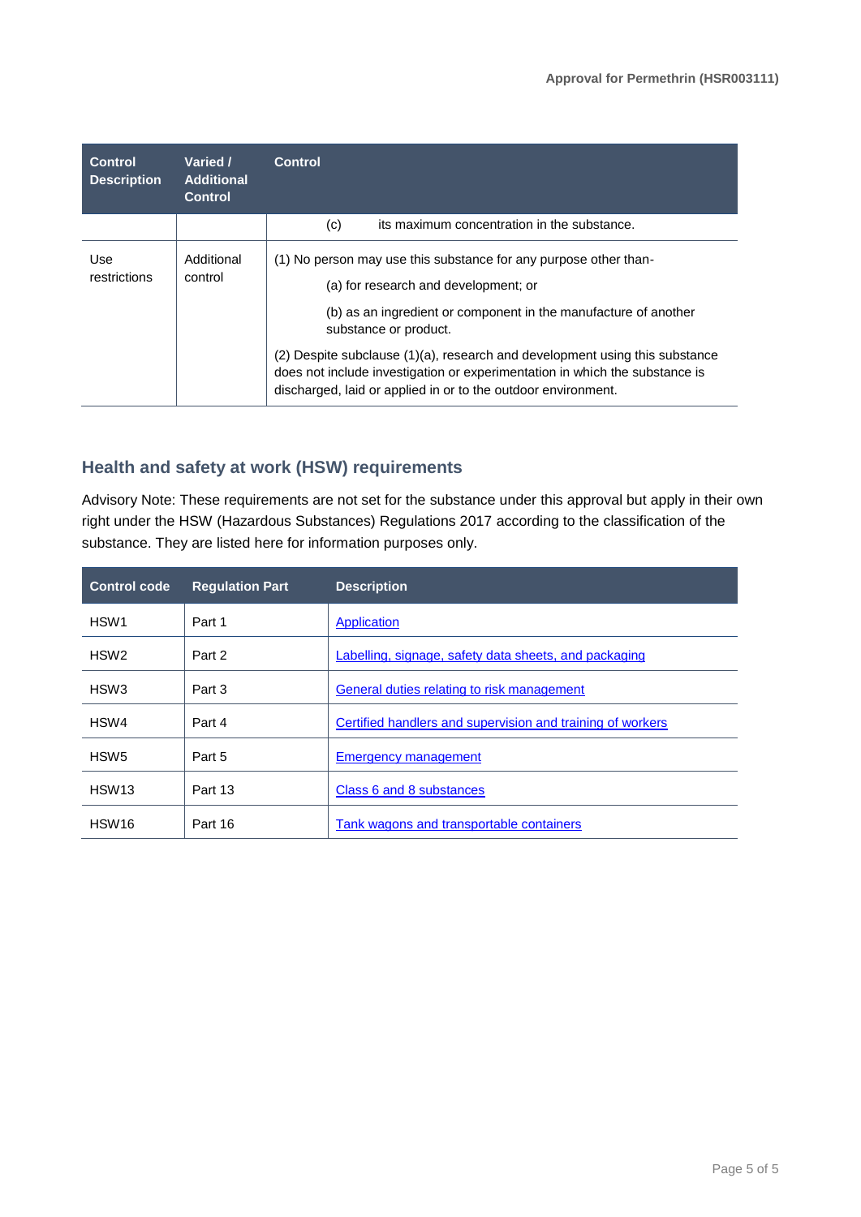| Control Description | Varied / Additional Control | Control |
|---|---|---|
| | | (c) its maximum concentration in the substance. |
| Use restrictions | Additional control | (1) No person may use this substance for any purpose other than- <br> (a) for research and development; or <br> (b) as an ingredient or component in the manufacture of another substance or product. <br> (2) Despite subclause (1)(a), research and development using this substance does not include investigation or experimentation in which the substance is discharged, laid or applied in or to the outdoor environment. |

## Health and safety at work (HSW) requirements

Advisory Note: These requirements are not set for the substance under this approval but apply in their own right under the HSW (Hazardous Substances) Regulations 2017 according to the classification of the substance. They are listed here for information purposes only.

| Control code | Regulation Part | Description |
|---|---|---|
| HSW1 | Part 1 | Application |
| HSW2 | Part 2 | Labelling, signage, safety data sheets, and packaging |
| HSW3 | Part 3 | General duties relating to risk management |
| HSW4 | Part 4 | Certified handlers and supervision and training of workers |
| HSW5 | Part 5 | Emergency management |
| HSW13 | Part 13 | Class 6 and 8 substances |
| HSW16 | Part 16 | Tank wagons and transportable containers |